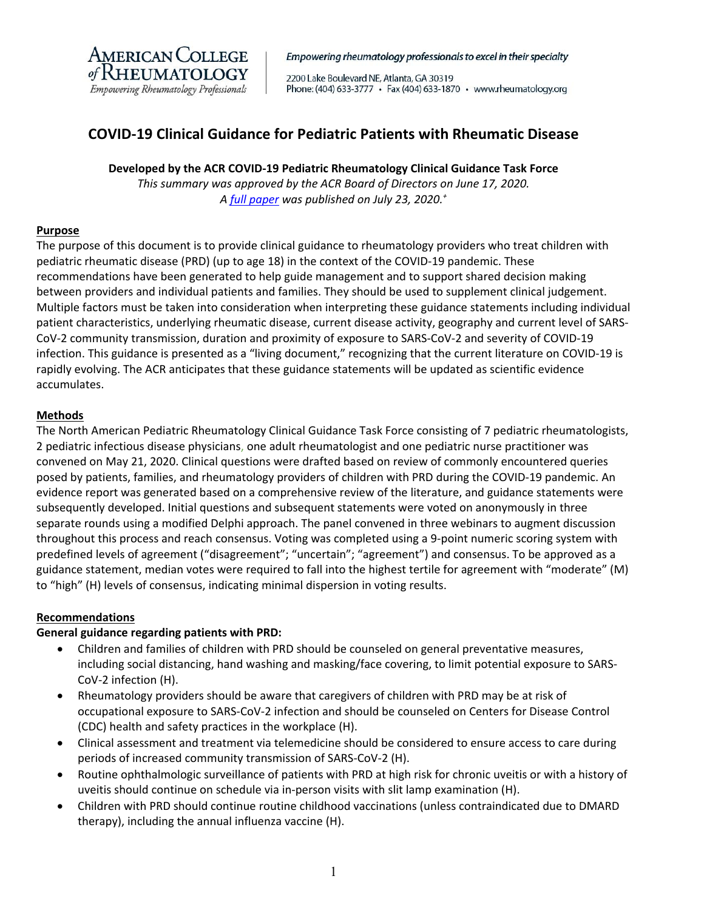# COVID-19 Clinical Guidance for Pediatric Patients with Rheumatic Disease

**Developed by the ACR COVID-19 Pediatric Rheumatology Clinical Guidance Task Force**

*This summary was approved by the ACR Board of Directors on June 17, 2020.*

*A full paper was published on July 23, 2020.+*

## Purpose

The purpose of this document is to provide clinical guidance to rheumatology providers who treat children with pediatric rheumatic disease (PRD) (up to age 18) in the context of the COVID-19 pandemic. These recommendations have been generated to help guide management and to support shared decision making between providers and individual patients and families. They should be used to supplement clinical judgement. Multiple factors must be taken into consideration when interpreting these guidance statements including individual patient characteristics, underlying rheumatic disease, current disease activity, geography and current level of SARS-CoV-2 community transmission, duration and proximity of exposure to SARS-CoV-2 and severity of COVID-19 infection. This guidance is presented as a "living document," recognizing that the current literature on COVID-19 is rapidly evolving. The ACR anticipates that these guidance statements will be updated as scientific evidence accumulates.

## Methods

The North American Pediatric Rheumatology Clinical Guidance Task Force consisting of 7 pediatric rheumatologists, 2 pediatric infectious disease physicians, one adult rheumatologist and one pediatric nurse practitioner was convened on May 21, 2020. Clinical questions were drafted based on review of commonly encountered queries posed by patients, families, and rheumatology providers of children with PRD during the COVID-19 pandemic. An evidence report was generated based on a comprehensive review of the literature, and guidance statements were subsequently developed. Initial questions and subsequent statements were voted on anonymously in three separate rounds using a modified Delphi approach. The panel convened in three webinars to augment discussion throughout this process and reach consensus. Voting was completed using a 9-point numeric scoring system with predefined levels of agreement ("disagreement"; "uncertain"; "agreement") and consensus. To be approved as a guidance statement, median votes were required to fall into the highest tertile for agreement with "moderate" (M) to "high" (H) levels of consensus, indicating minimal dispersion in voting results.

## Recommendations

**General guidance regarding patients with PRD:**

- Children and families of children with PRD should be counseled on general preventative measures, including social distancing, hand washing and masking/face covering, to limit potential exposure to SARS-CoV-2 infection (H).
- Rheumatology providers should be aware that caregivers of children with PRD may be at risk of occupational exposure to SARS-CoV-2 infection and should be counseled on Centers for Disease Control (CDC) health and safety practices in the workplace (H).
- Clinical assessment and treatment via telemedicine should be considered to ensure access to care during periods of increased community transmission of SARS-CoV-2 (H).
- Routine ophthalmologic surveillance of patients with PRD at high risk for chronic uveitis or with a history of uveitis should continue on schedule via in-person visits with slit lamp examination (H).
- Children with PRD should continue routine childhood vaccinations (unless contraindicated due to DMARD therapy), including the annual influenza vaccine (H).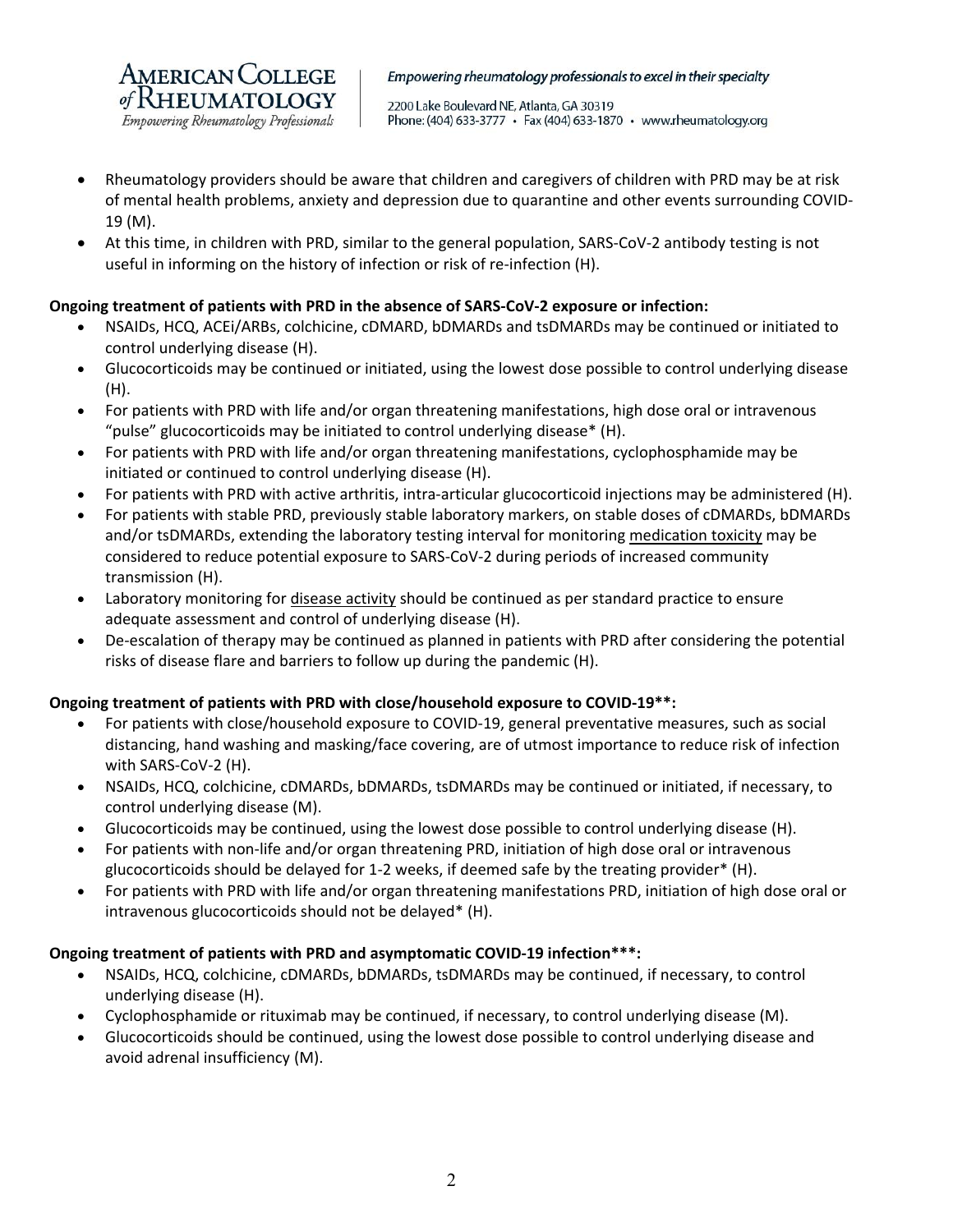- Rheumatology providers should be aware that children and caregivers of children with PRD may be at risk of mental health problems, anxiety and depression due to quarantine and other events surrounding COVID-19 (M).
- At this time, in children with PRD, similar to the general population, SARS-CoV-2 antibody testing is not useful in informing on the history of infection or risk of re-infection (H).

**Ongoing treatment of patients with PRD in the absence of SARS-CoV-2 exposure or infection:**

- NSAIDs, HCQ, ACEi/ARBs, colchicine, cDMARD, bDMARDs and tsDMARDs may be continued or initiated to control underlying disease (H).
- Glucocorticoids may be continued or initiated, using the lowest dose possible to control underlying disease (H).
- For patients with PRD with life and/or organ threatening manifestations, high dose oral or intravenous "pulse" glucocorticoids may be initiated to control underlying disease* (H).
- For patients with PRD with life and/or organ threatening manifestations, cyclophosphamide may be initiated or continued to control underlying disease (H).
- For patients with PRD with active arthritis, intra-articular glucocorticoid injections may be administered (H).
- For patients with stable PRD, previously stable laboratory markers, on stable doses of cDMARDs, bDMARDs and/or tsDMARDs, extending the laboratory testing interval for monitoring <u>medication toxicity</u> may be considered to reduce potential exposure to SARS-CoV-2 during periods of increased community transmission (H).
- Laboratory monitoring for <u>disease activity</u> should be continued as per standard practice to ensure adequate assessment and control of underlying disease (H).
- De-escalation of therapy may be continued as planned in patients with PRD after considering the potential risks of disease flare and barriers to follow up during the pandemic (H).

**Ongoing treatment of patients with PRD with close/household exposure to COVID-19**:**

- For patients with close/household exposure to COVID-19, general preventative measures, such as social distancing, hand washing and masking/face covering, are of utmost importance to reduce risk of infection with SARS-CoV-2 (H).
- NSAIDs, HCQ, colchicine, cDMARDs, bDMARDs, tsDMARDs may be continued or initiated, if necessary, to control underlying disease (M).
- Glucocorticoids may be continued, using the lowest dose possible to control underlying disease (H).
- For patients with non-life and/or organ threatening PRD, initiation of high dose oral or intravenous glucocorticoids should be delayed for 1-2 weeks, if deemed safe by the treating provider* (H).
- For patients with PRD with life and/or organ threatening manifestations PRD, initiation of high dose oral or intravenous glucocorticoids should not be delayed* (H).

**Ongoing treatment of patients with PRD and asymptomatic COVID-19 infection***:**

- NSAIDs, HCQ, colchicine, cDMARDs, bDMARDs, tsDMARDs may be continued, if necessary, to control underlying disease (H).
- Cyclophosphamide or rituximab may be continued, if necessary, to control underlying disease (M).
- Glucocorticoids should be continued, using the lowest dose possible to control underlying disease and avoid adrenal insufficiency (M).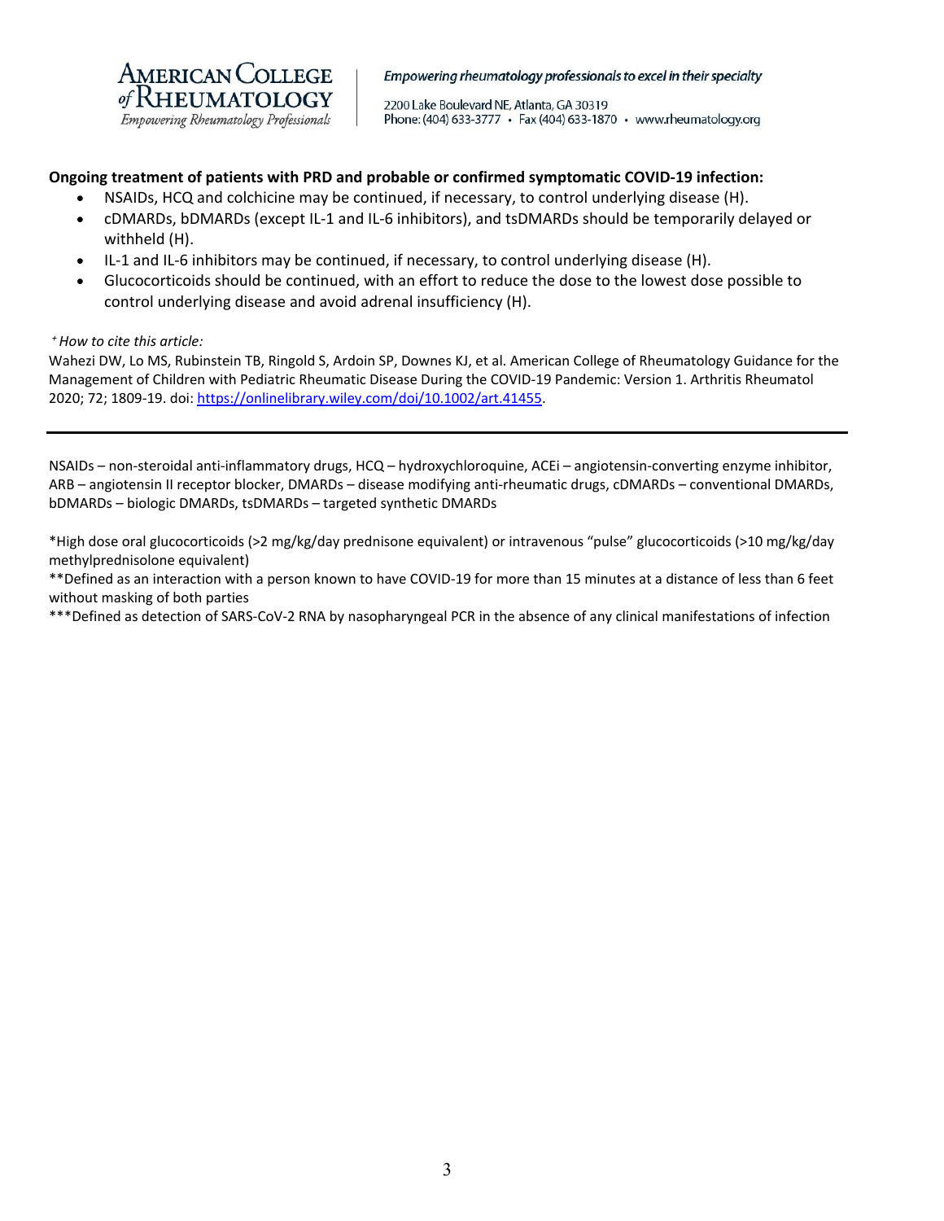**Ongoing treatment of patients with PRD and probable or confirmed symptomatic COVID-19 infection:**

- NSAIDs, HCQ and colchicine may be continued, if necessary, to control underlying disease (H).
- cDMARDs, bDMARDs (except IL-1 and IL-6 inhibitors), and tsDMARDs should be temporarily delayed or withheld (H).
- IL-1 and IL-6 inhibitors may be continued, if necessary, to control underlying disease (H).
- Glucocorticoids should be continued, with an effort to reduce the dose to the lowest dose possible to control underlying disease and avoid adrenal insufficiency (H).

*+How to cite this article:*

Wahezi DW, Lo MS, Rubinstein TB, Ringold S, Ardoin SP, Downes KJ, et al. American College of Rheumatology Guidance for the Management of Children with Pediatric Rheumatic Disease During the COVID-19 Pandemic: Version 1. Arthritis Rheumatol 2020; 72; 1809-19. doi: https://onlinelibrary.wiley.com/doi/10.1002/art.41455.

---

NSAIDs – non-steroidal anti-inflammatory drugs, HCQ – hydroxychloroquine, ACEi – angiotensin-converting enzyme inhibitor, ARB – angiotensin II receptor blocker, DMARDs – disease modifying anti-rheumatic drugs, cDMARDs – conventional DMARDs, bDMARDs – biologic DMARDs, tsDMARDs – targeted synthetic DMARDs

*High dose oral glucocorticoids (>2 mg/kg/day prednisone equivalent) or intravenous "pulse" glucocorticoids (>10 mg/kg/day methylprednisolone equivalent)

**Defined as an interaction with a person known to have COVID-19 for more than 15 minutes at a distance of less than 6 feet without masking of both parties

***Defined as detection of SARS-CoV-2 RNA by nasopharyngeal PCR in the absence of any clinical manifestations of infection